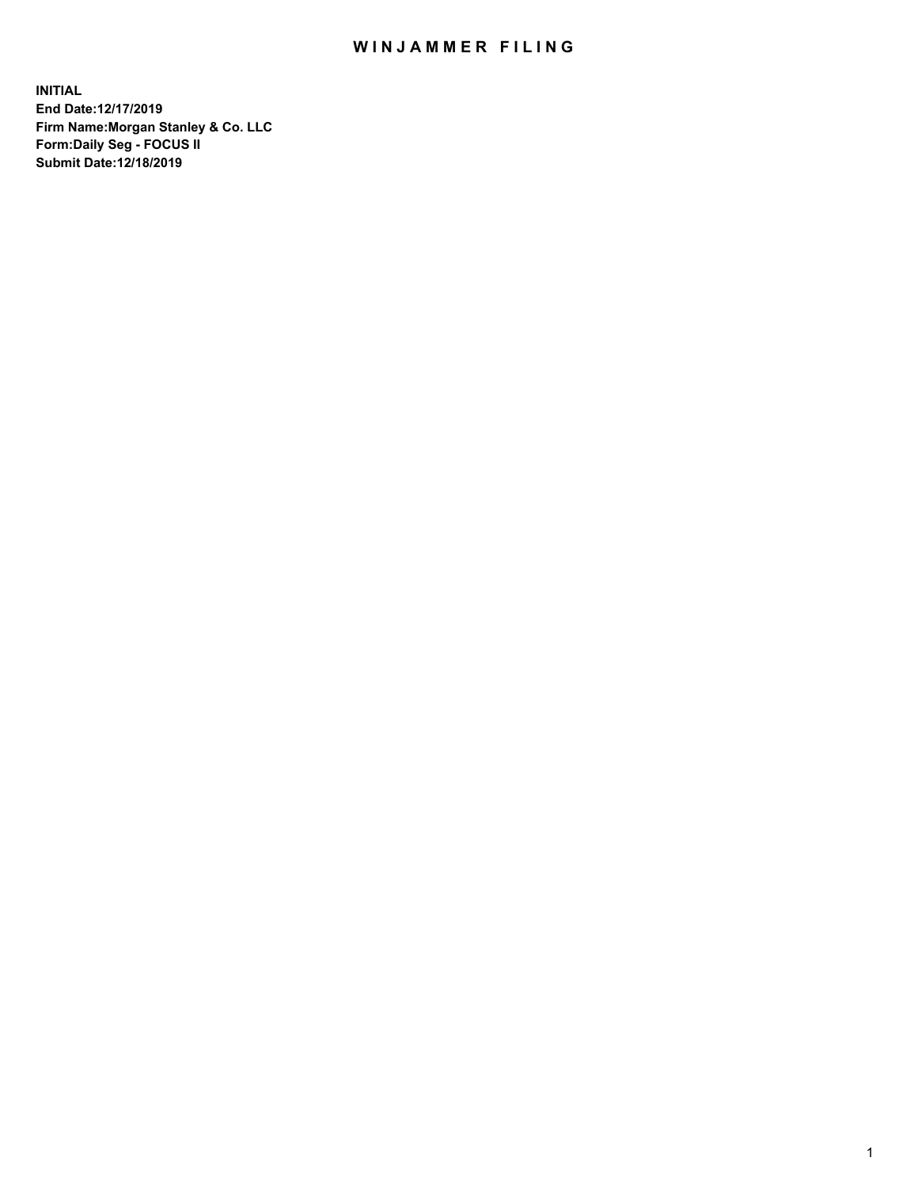# WINJAMMER FILING

**INITIAL**
**End Date:12/17/2019**
**Firm Name:Morgan Stanley & Co. LLC**
**Form:Daily Seg - FOCUS II**
**Submit Date:12/18/2019**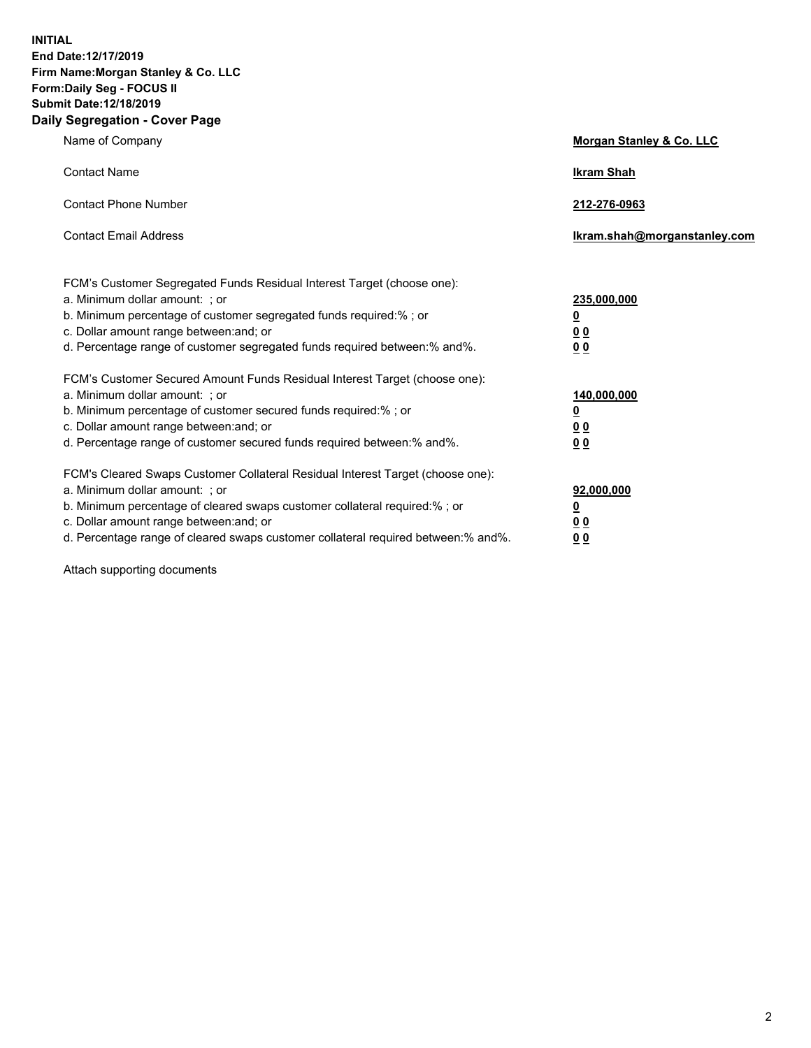**INITIAL**
**End Date:12/17/2019**
**Firm Name:Morgan Stanley & Co. LLC**
**Form:Daily Seg - FOCUS II**
**Submit Date:12/18/2019**
**Daily Segregation - Cover Page**

| | |
|---|---|
| Name of Company | **Morgan Stanley & Co. LLC** |
| Contact Name | **Ikram Shah** |
| Contact Phone Number | **212-276-0963** |
| Contact Email Address | **Ikram.shah@morganstanley.com** |

| | |
|---|---|
| FCM's Customer Segregated Funds Residual Interest Target (choose one): | |
| a. Minimum dollar amount: ; or | **235,000,000** |
| b. Minimum percentage of customer segregated funds required:% ; or | **0** |
| c. Dollar amount range between:and; or | **0 0** |
| d. Percentage range of customer segregated funds required between:% and%. | **0 0** |
| FCM's Customer Secured Amount Funds Residual Interest Target (choose one): | |
| a. Minimum dollar amount: ; or | **140,000,000** |
| b. Minimum percentage of customer secured funds required:% ; or | **0** |
| c. Dollar amount range between:and; or | **0 0** |
| d. Percentage range of customer secured funds required between:% and%. | **0 0** |
| FCM's Cleared Swaps Customer Collateral Residual Interest Target (choose one): | |
| a. Minimum dollar amount: ; or | **92,000,000** |
| b. Minimum percentage of cleared swaps customer collateral required:% ; or | **0** |
| c. Dollar amount range between:and; or | **0 0** |
| d. Percentage range of cleared swaps customer collateral required between:% and%. | **0 0** |

Attach supporting documents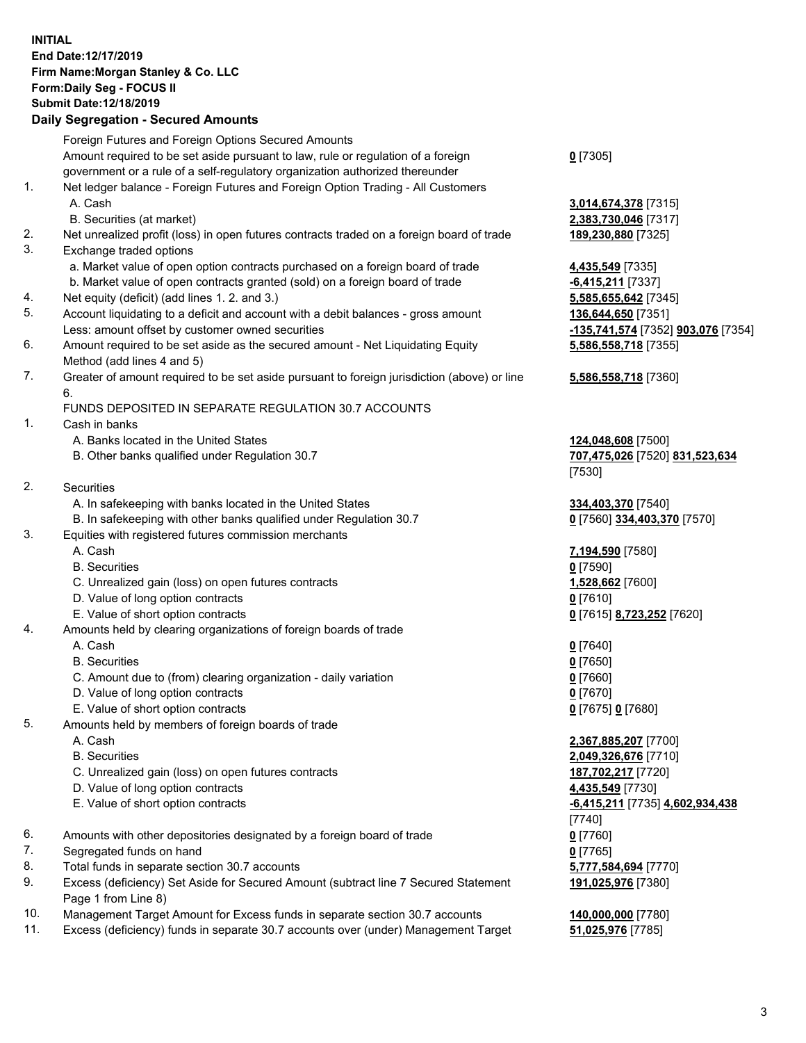**INITIAL**
**End Date:12/17/2019**
**Firm Name:Morgan Stanley & Co. LLC**
**Form:Daily Seg - FOCUS II**
**Submit Date:12/18/2019**

## Daily Segregation - Secured Amounts

| | | |
|---|---|---|
| | Foreign Futures and Foreign Options Secured Amounts | |
| | Amount required to be set aside pursuant to law, rule or regulation of a foreign government or a rule of a self-regulatory organization authorized thereunder | **0** [7305] |
| 1. | Net ledger balance - Foreign Futures and Foreign Option Trading - All Customers | |
| | A. Cash | **3,014,674,378** [7315] |
| | B. Securities (at market) | **2,383,730,046** [7317] |
| 2. | Net unrealized profit (loss) in open futures contracts traded on a foreign board of trade | **189,230,880** [7325] |
| 3. | Exchange traded options | |
| | a. Market value of open option contracts purchased on a foreign board of trade | **4,435,549** [7335] |
| | b. Market value of open contracts granted (sold) on a foreign board of trade | **-6,415,211** [7337] |
| 4. | Net equity (deficit) (add lines 1. 2. and 3.) | **5,585,655,642** [7345] |
| 5. | Account liquidating to a deficit and account with a debit balances - gross amount | **136,644,650** [7351] |
| | Less: amount offset by customer owned securities | **-135,741,574** [7352] **903,076** [7354] |
| 6. | Amount required to be set aside as the secured amount - Net Liquidating Equity Method (add lines 4 and 5) | **5,586,558,718** [7355] |
| 7. | Greater of amount required to be set aside pursuant to foreign jurisdiction (above) or line 6. | **5,586,558,718** [7360] |
| | FUNDS DEPOSITED IN SEPARATE REGULATION 30.7 ACCOUNTS | |
| 1. | Cash in banks | |
| | A. Banks located in the United States | **124,048,608** [7500] |
| | B. Other banks qualified under Regulation 30.7 | **707,475,026** [7520] **831,523,634** [7530] |
| 2. | Securities | |
| | A. In safekeeping with banks located in the United States | **334,403,370** [7540] |
| | B. In safekeeping with other banks qualified under Regulation 30.7 | **0** [7560] **334,403,370** [7570] |
| 3. | Equities with registered futures commission merchants | |
| | A. Cash | **7,194,590** [7580] |
| | B. Securities | **0** [7590] |
| | C. Unrealized gain (loss) on open futures contracts | **1,528,662** [7600] |
| | D. Value of long option contracts | **0** [7610] |
| | E. Value of short option contracts | **0** [7615] **8,723,252** [7620] |
| 4. | Amounts held by clearing organizations of foreign boards of trade | |
| | A. Cash | **0** [7640] |
| | B. Securities | **0** [7650] |
| | C. Amount due to (from) clearing organization - daily variation | **0** [7660] |
| | D. Value of long option contracts | **0** [7670] |
| | E. Value of short option contracts | **0** [7675] **0** [7680] |
| 5. | Amounts held by members of foreign boards of trade | |
| | A. Cash | **2,367,885,207** [7700] |
| | B. Securities | **2,049,326,676** [7710] |
| | C. Unrealized gain (loss) on open futures contracts | **187,702,217** [7720] |
| | D. Value of long option contracts | **4,435,549** [7730] |
| | E. Value of short option contracts | **-6,415,211** [7735] **4,602,934,438** [7740] |
| 6. | Amounts with other depositories designated by a foreign board of trade | **0** [7760] |
| 7. | Segregated funds on hand | **0** [7765] |
| 8. | Total funds in separate section 30.7 accounts | **5,777,584,694** [7770] |
| 9. | Excess (deficiency) Set Aside for Secured Amount (subtract line 7 Secured Statement Page 1 from Line 8) | **191,025,976** [7380] |
| 10. | Management Target Amount for Excess funds in separate section 30.7 accounts | **140,000,000** [7780] |
| 11. | Excess (deficiency) funds in separate 30.7 accounts over (under) Management Target | **51,025,976** [7785] |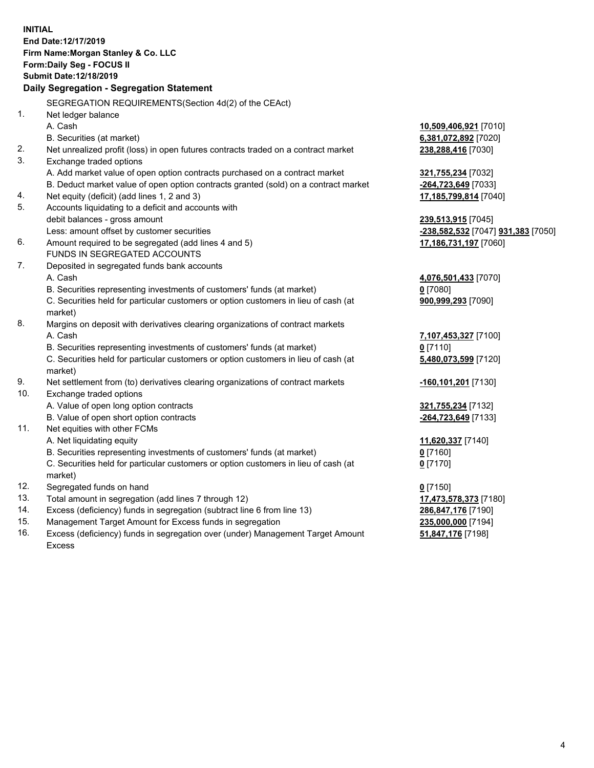**INITIAL**
**End Date:12/17/2019**
**Firm Name:Morgan Stanley & Co. LLC**
**Form:Daily Seg - FOCUS II**
**Submit Date:12/18/2019**

## Daily Segregation - Segregation Statement

SEGREGATION REQUIREMENTS(Section 4d(2) of the CEAct)

| | | |
|---|---|---|
| 1. | Net ledger balance | |
| | A. Cash | **10,509,406,921** [7010] |
| | B. Securities (at market) | **6,381,072,892** [7020] |
| 2. | Net unrealized profit (loss) in open futures contracts traded on a contract market | **238,288,416** [7030] |
| 3. | Exchange traded options | |
| | A. Add market value of open option contracts purchased on a contract market | **321,755,234** [7032] |
| | B. Deduct market value of open option contracts granted (sold) on a contract market | **-264,723,649** [7033] |
| 4. | Net equity (deficit) (add lines 1, 2 and 3) | **17,185,799,814** [7040] |
| 5. | Accounts liquidating to a deficit and accounts with | |
| | debit balances - gross amount | **239,513,915** [7045] |
| | Less: amount offset by customer securities | **-238,582,532** [7047] **931,383** [7050] |
| 6. | Amount required to be segregated (add lines 4 and 5) | **17,186,731,197** [7060] |
| | FUNDS IN SEGREGATED ACCOUNTS | |
| 7. | Deposited in segregated funds bank accounts | |
| | A. Cash | **4,076,501,433** [7070] |
| | B. Securities representing investments of customers' funds (at market) | **0** [7080] |
| | C. Securities held for particular customers or option customers in lieu of cash (at market) | **900,999,293** [7090] |
| 8. | Margins on deposit with derivatives clearing organizations of contract markets | |
| | A. Cash | **7,107,453,327** [7100] |
| | B. Securities representing investments of customers' funds (at market) | **0** [7110] |
| | C. Securities held for particular customers or option customers in lieu of cash (at market) | **5,480,073,599** [7120] |
| 9. | Net settlement from (to) derivatives clearing organizations of contract markets | **-160,101,201** [7130] |
| 10. | Exchange traded options | |
| | A. Value of open long option contracts | **321,755,234** [7132] |
| | B. Value of open short option contracts | **-264,723,649** [7133] |
| 11. | Net equities with other FCMs | |
| | A. Net liquidating equity | **11,620,337** [7140] |
| | B. Securities representing investments of customers' funds (at market) | **0** [7160] |
| | C. Securities held for particular customers or option customers in lieu of cash (at market) | **0** [7170] |
| 12. | Segregated funds on hand | **0** [7150] |
| 13. | Total amount in segregation (add lines 7 through 12) | **17,473,578,373** [7180] |
| 14. | Excess (deficiency) funds in segregation (subtract line 6 from line 13) | **286,847,176** [7190] |
| 15. | Management Target Amount for Excess funds in segregation | **235,000,000** [7194] |
| 16. | Excess (deficiency) funds in segregation over (under) Management Target Amount Excess | **51,847,176** [7198] |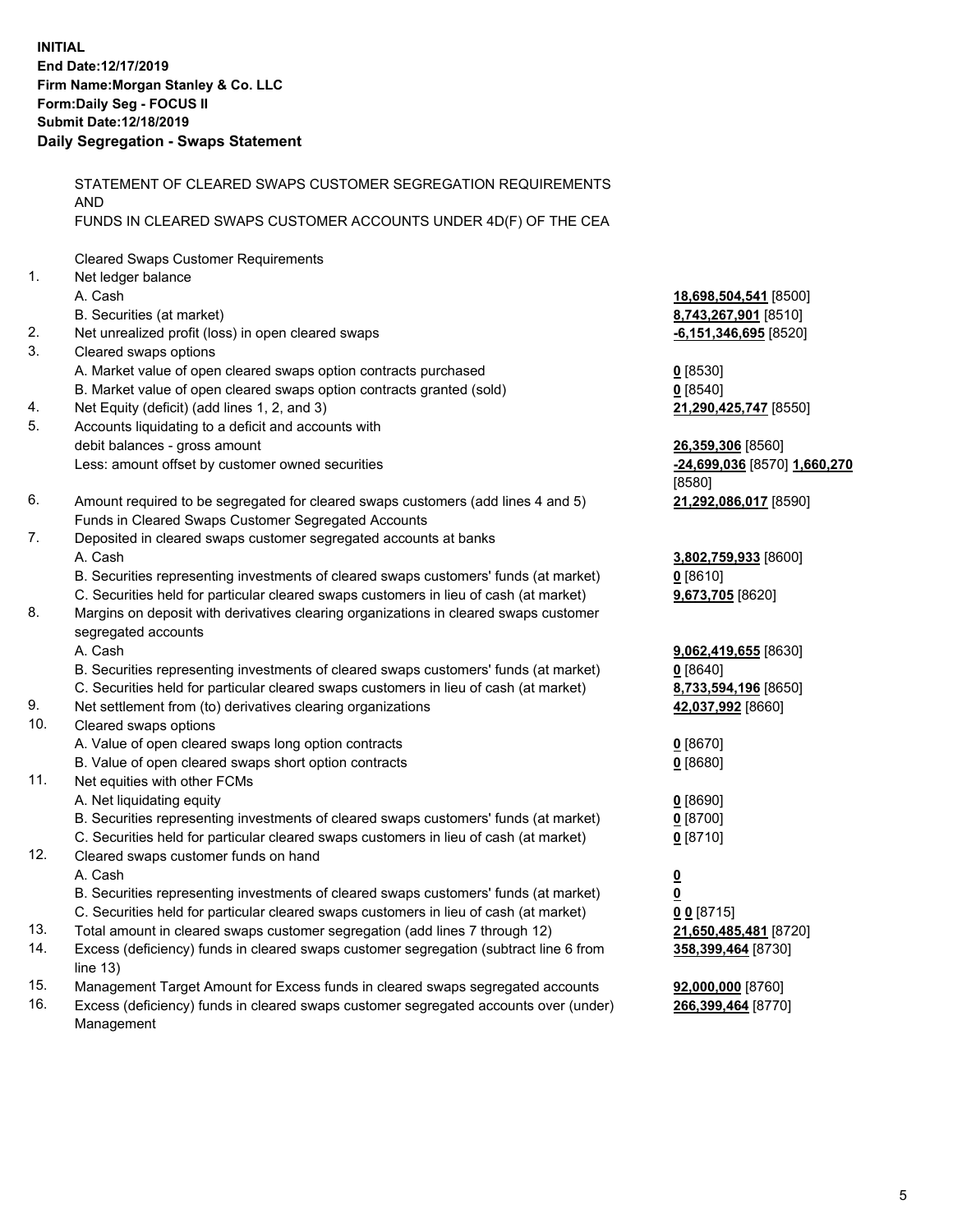**INITIAL**
**End Date:12/17/2019**
**Firm Name:Morgan Stanley & Co. LLC**
**Form:Daily Seg - FOCUS II**
**Submit Date:12/18/2019**
**Daily Segregation - Swaps Statement**

STATEMENT OF CLEARED SWAPS CUSTOMER SEGREGATION REQUIREMENTS AND FUNDS IN CLEARED SWAPS CUSTOMER ACCOUNTS UNDER 4D(F) OF THE CEA

| | | |
|---|---|---|
| | Cleared Swaps Customer Requirements | |
| 1. | Net ledger balance | |
| | A. Cash | **18,698,504,541** [8500] |
| | B. Securities (at market) | **8,743,267,901** [8510] |
| 2. | Net unrealized profit (loss) in open cleared swaps | **-6,151,346,695** [8520] |
| 3. | Cleared swaps options | |
| | A. Market value of open cleared swaps option contracts purchased | **0** [8530] |
| | B. Market value of open cleared swaps option contracts granted (sold) | **0** [8540] |
| 4. | Net Equity (deficit) (add lines 1, 2, and 3) | **21,290,425,747** [8550] |
| 5. | Accounts liquidating to a deficit and accounts with debit balances - gross amount | **26,359,306** [8560] |
| | Less: amount offset by customer owned securities | **-24,699,036** [8570] **1,660,270** [8580] |
| 6. | Amount required to be segregated for cleared swaps customers (add lines 4 and 5) | **21,292,086,017** [8590] |
| | Funds in Cleared Swaps Customer Segregated Accounts | |
| 7. | Deposited in cleared swaps customer segregated accounts at banks | |
| | A. Cash | **3,802,759,933** [8600] |
| | B. Securities representing investments of cleared swaps customers' funds (at market) | **0** [8610] |
| | C. Securities held for particular cleared swaps customers in lieu of cash (at market) | **9,673,705** [8620] |
| 8. | Margins on deposit with derivatives clearing organizations in cleared swaps customer segregated accounts | |
| | A. Cash | **9,062,419,655** [8630] |
| | B. Securities representing investments of cleared swaps customers' funds (at market) | **0** [8640] |
| | C. Securities held for particular cleared swaps customers in lieu of cash (at market) | **8,733,594,196** [8650] |
| 9. | Net settlement from (to) derivatives clearing organizations | **42,037,992** [8660] |
| 10. | Cleared swaps options | |
| | A. Value of open cleared swaps long option contracts | **0** [8670] |
| | B. Value of open cleared swaps short option contracts | **0** [8680] |
| 11. | Net equities with other FCMs | |
| | A. Net liquidating equity | **0** [8690] |
| | B. Securities representing investments of cleared swaps customers' funds (at market) | **0** [8700] |
| | C. Securities held for particular cleared swaps customers in lieu of cash (at market) | **0** [8710] |
| 12. | Cleared swaps customer funds on hand | |
| | A. Cash | **0** |
| | B. Securities representing investments of cleared swaps customers' funds (at market) | **0** |
| | C. Securities held for particular cleared swaps customers in lieu of cash (at market) | **0** **0** [8715] |
| 13. | Total amount in cleared swaps customer segregation (add lines 7 through 12) | **21,650,485,481** [8720] |
| 14. | Excess (deficiency) funds in cleared swaps customer segregation (subtract line 6 from line 13) | **358,399,464** [8730] |
| 15. | Management Target Amount for Excess funds in cleared swaps segregated accounts | **92,000,000** [8760] |
| 16. | Excess (deficiency) funds in cleared swaps customer segregated accounts over (under) Management | **266,399,464** [8770] |